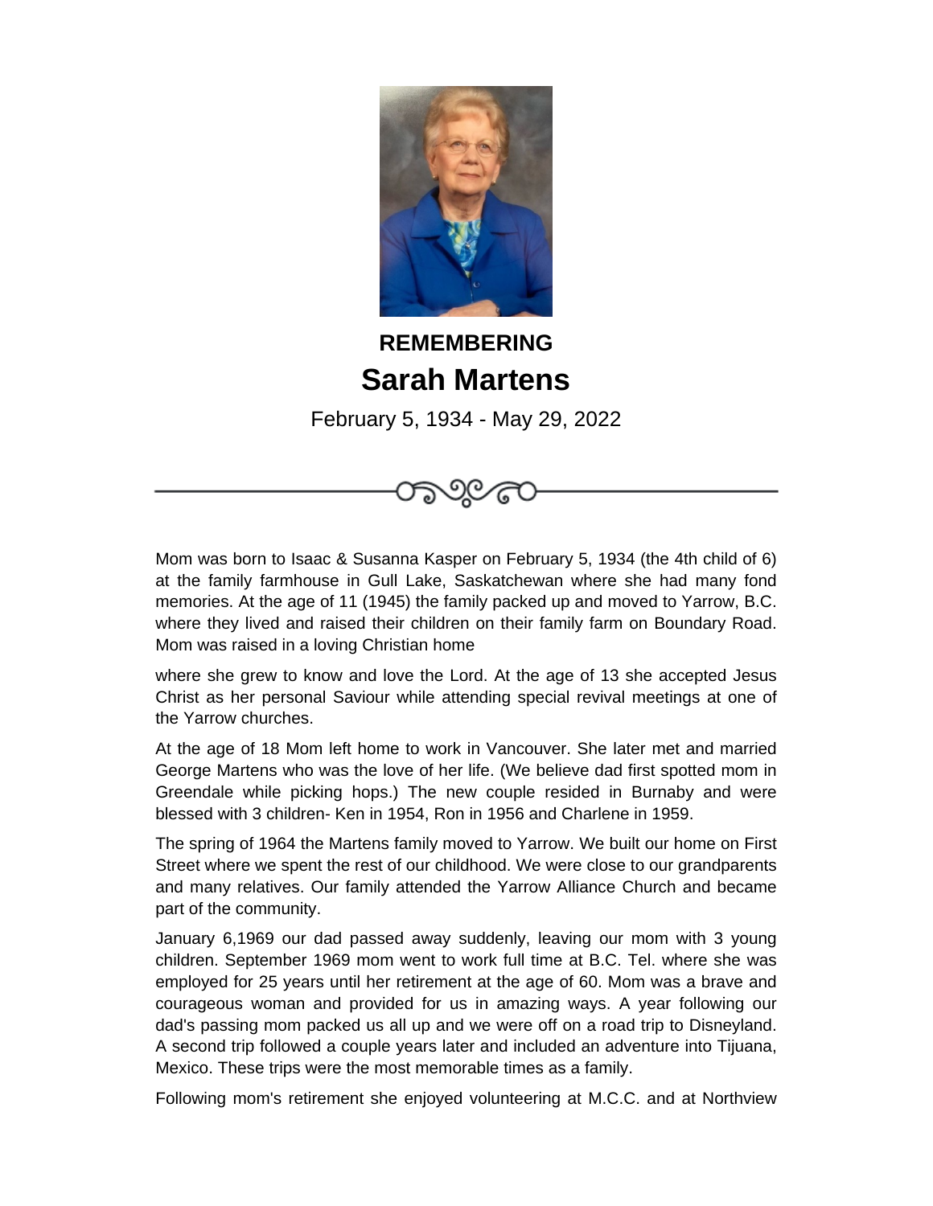**REMEMBERING**

# Sarah Martens

February 5, 1934 - May 29, 2022

Mom was born to Isaac & Susanna Kasper on February 5, 1934 (the 4th child of 6) at the family farmhouse in Gull Lake, Saskatchewan where she had many fond memories. At the age of 11 (1945) the family packed up and moved to Yarrow, B.C. where they lived and raised their children on their family farm on Boundary Road. Mom was raised in a loving Christian home

where she grew to know and love the Lord. At the age of 13 she accepted Jesus Christ as her personal Saviour while attending special revival meetings at one of the Yarrow churches.

At the age of 18 Mom left home to work in Vancouver. She later met and married George Martens who was the love of her life. (We believe dad first spotted mom in Greendale while picking hops.) The new couple resided in Burnaby and were blessed with 3 children- Ken in 1954, Ron in 1956 and Charlene in 1959.

The spring of 1964 the Martens family moved to Yarrow. We built our home on First Street where we spent the rest of our childhood. We were close to our grandparents and many relatives. Our family attended the Yarrow Alliance Church and became part of the community.

January 6,1969 our dad passed away suddenly, leaving our mom with 3 young children. September 1969 mom went to work full time at B.C. Tel. where she was employed for 25 years until her retirement at the age of 60. Mom was a brave and courageous woman and provided for us in amazing ways. A year following our dad's passing mom packed us all up and we were off on a road trip to Disneyland. A second trip followed a couple years later and included an adventure into Tijuana, Mexico. These trips were the most memorable times as a family.

Following mom's retirement she enjoyed volunteering at M.C.C. and at Northview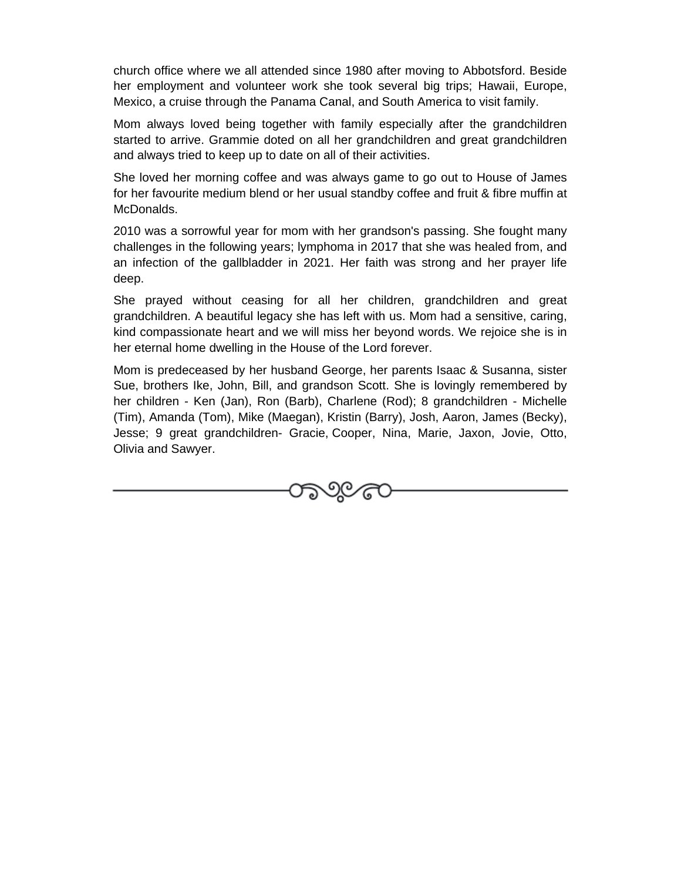church office where we all attended since 1980 after moving to Abbotsford. Beside her employment and volunteer work she took several big trips; Hawaii, Europe, Mexico, a cruise through the Panama Canal, and South America to visit family.

Mom always loved being together with family especially after the grandchildren started to arrive. Grammie doted on all her grandchildren and great grandchildren and always tried to keep up to date on all of their activities.

She loved her morning coffee and was always game to go out to House of James for her favourite medium blend or her usual standby coffee and fruit & fibre muffin at McDonalds.

2010 was a sorrowful year for mom with her grandson's passing. She fought many challenges in the following years; lymphoma in 2017 that she was healed from, and an infection of the gallbladder in 2021. Her faith was strong and her prayer life deep.

She prayed without ceasing for all her children, grandchildren and great grandchildren. A beautiful legacy she has left with us. Mom had a sensitive, caring, kind compassionate heart and we will miss her beyond words. We rejoice she is in her eternal home dwelling in the House of the Lord forever.

Mom is predeceased by her husband George, her parents Isaac & Susanna, sister Sue, brothers Ike, John, Bill, and grandson Scott. She is lovingly remembered by her children - Ken (Jan), Ron (Barb), Charlene (Rod); 8 grandchildren - Michelle (Tim), Amanda (Tom), Mike (Maegan), Kristin (Barry), Josh, Aaron, James (Becky), Jesse; 9 great grandchildren- Gracie, Cooper, Nina, Marie, Jaxon, Jovie, Otto, Olivia and Sawyer.